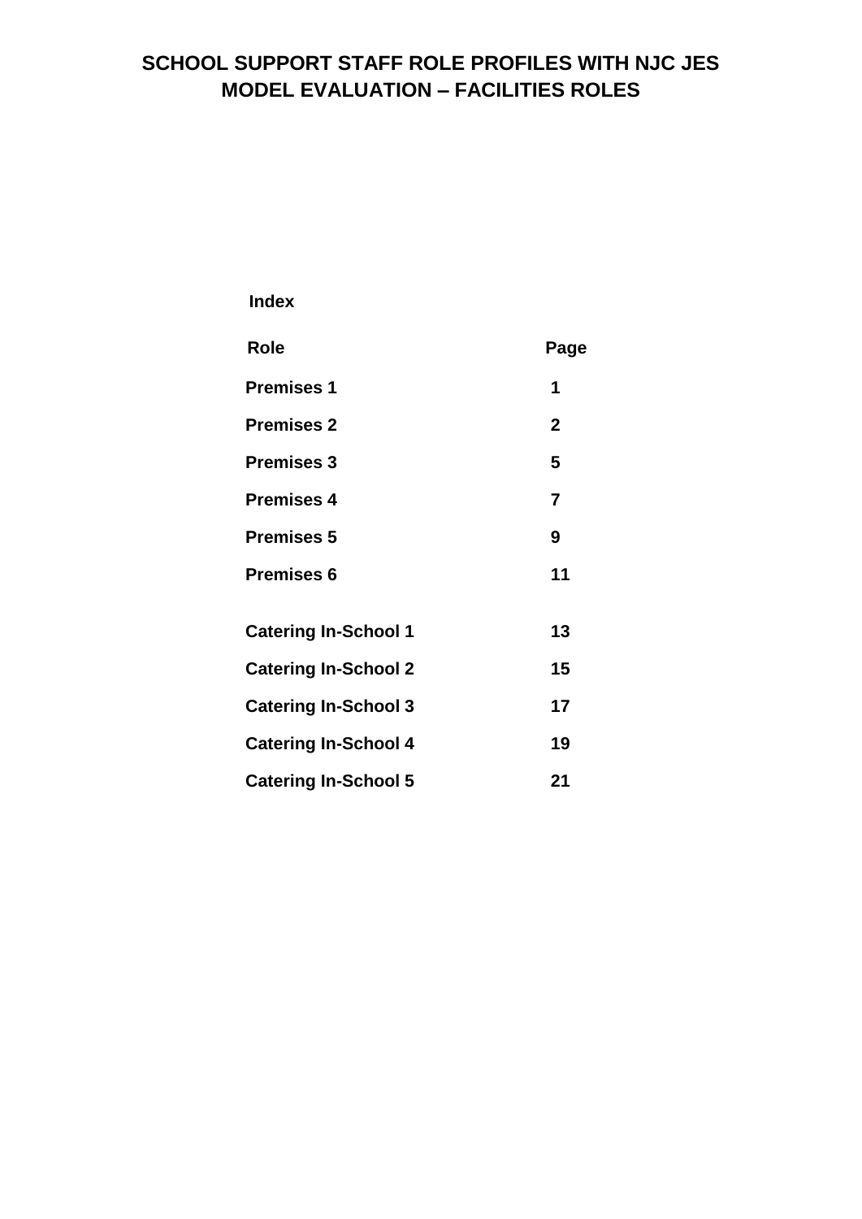# SCHOOL SUPPORT STAFF ROLE PROFILES WITH NJC JES MODEL EVALUATION – FACILITIES ROLES

**Index**

| Role | Page |
|---|---|
| Premises 1 | 1 |
| Premises 2 | 2 |
| Premises 3 | 5 |
| Premises 4 | 7 |
| Premises 5 | 9 |
| Premises 6 | 11 |
| Catering In-School 1 | 13 |
| Catering In-School 2 | 15 |
| Catering In-School 3 | 17 |
| Catering In-School 4 | 19 |
| Catering In-School 5 | 21 |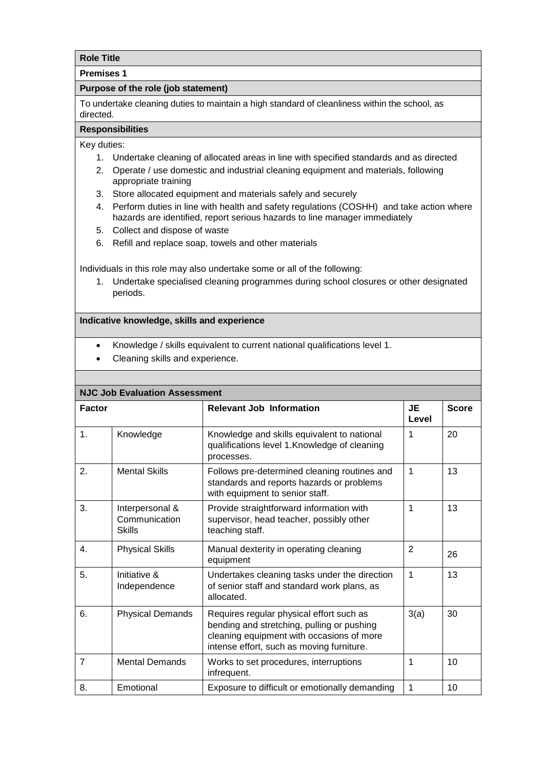**Role Title**

**Premises 1**

**Purpose of the role (job statement)**

To undertake cleaning duties to maintain a high standard of cleanliness within the school, as directed.

**Responsibilities**

Key duties:

1. Undertake cleaning of allocated areas in line with specified standards and as directed
2. Operate / use domestic and industrial cleaning equipment and materials, following appropriate training
3. Store allocated equipment and materials safely and securely
4. Perform duties in line with health and safety regulations (COSHH) and take action where hazards are identified, report serious hazards to line manager immediately
5. Collect and dispose of waste
6. Refill and replace soap, towels and other materials

Individuals in this role may also undertake some or all of the following:

1. Undertake specialised cleaning programmes during school closures or other designated periods.

**Indicative knowledge, skills and experience**

- Knowledge / skills equivalent to current national qualifications level 1.
- Cleaning skills and experience.

**NJC Job Evaluation Assessment**

| Factor | | Relevant Job Information | JE Level | Score |
|---|---|---|---|---|
| 1. | Knowledge | Knowledge and skills equivalent to national qualifications level 1.Knowledge of cleaning processes. | 1 | 20 |
| 2. | Mental Skills | Follows pre-determined cleaning routines and standards and reports hazards or problems with equipment to senior staff. | 1 | 13 |
| 3. | Interpersonal & Communication Skills | Provide straightforward information with supervisor, head teacher, possibly other teaching staff. | 1 | 13 |
| 4. | Physical Skills | Manual dexterity in operating cleaning equipment | 2 | 26 |
| 5. | Initiative & Independence | Undertakes cleaning tasks under the direction of senior staff and standard work plans, as allocated. | 1 | 13 |
| 6. | Physical Demands | Requires regular physical effort such as bending and stretching, pulling or pushing cleaning equipment with occasions of more intense effort, such as moving furniture. | 3(a) | 30 |
| 7 | Mental Demands | Works to set procedures, interruptions infrequent. | 1 | 10 |
| 8. | Emotional | Exposure to difficult or emotionally demanding | 1 | 10 |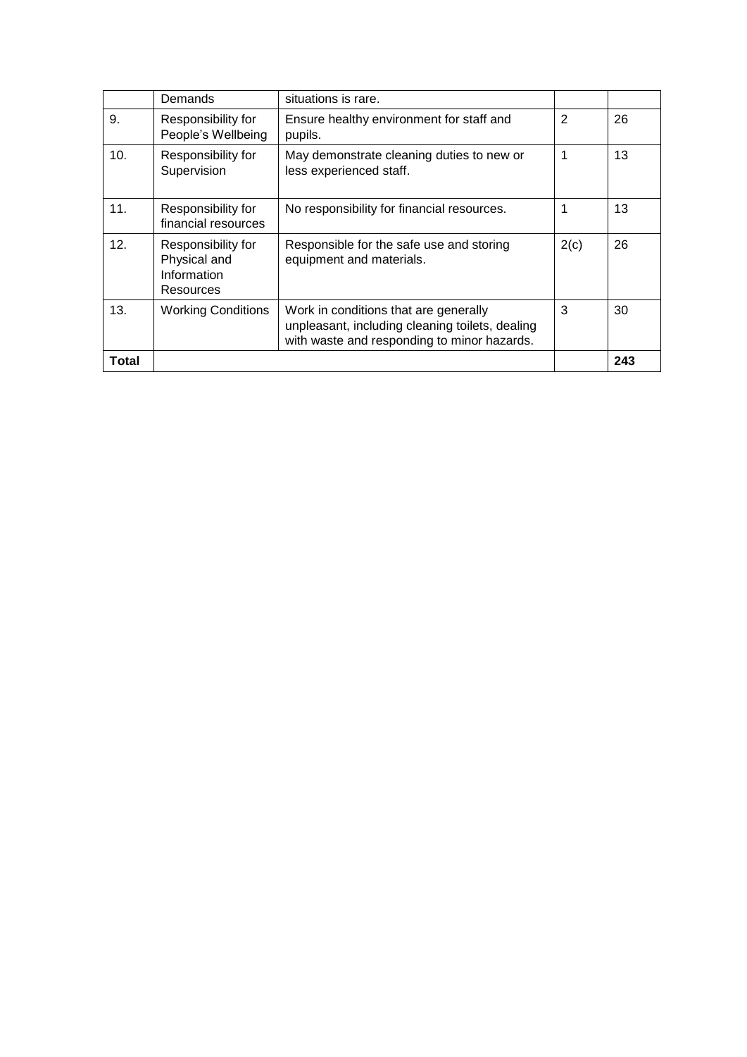| | | | | |
|---|---|---|---|---|
| | Demands | situations is rare. | | |
| 9. | Responsibility for People's Wellbeing | Ensure healthy environment for staff and pupils. | 2 | 26 |
| 10. | Responsibility for Supervision | May demonstrate cleaning duties to new or less experienced staff. | 1 | 13 |
| 11. | Responsibility for financial resources | No responsibility for financial resources. | 1 | 13 |
| 12. | Responsibility for Physical and Information Resources | Responsible for the safe use and storing equipment and materials. | 2(c) | 26 |
| 13. | Working Conditions | Work in conditions that are generally unpleasant, including cleaning toilets, dealing with waste and responding to minor hazards. | 3 | 30 |
| **Total** | | | | **243** |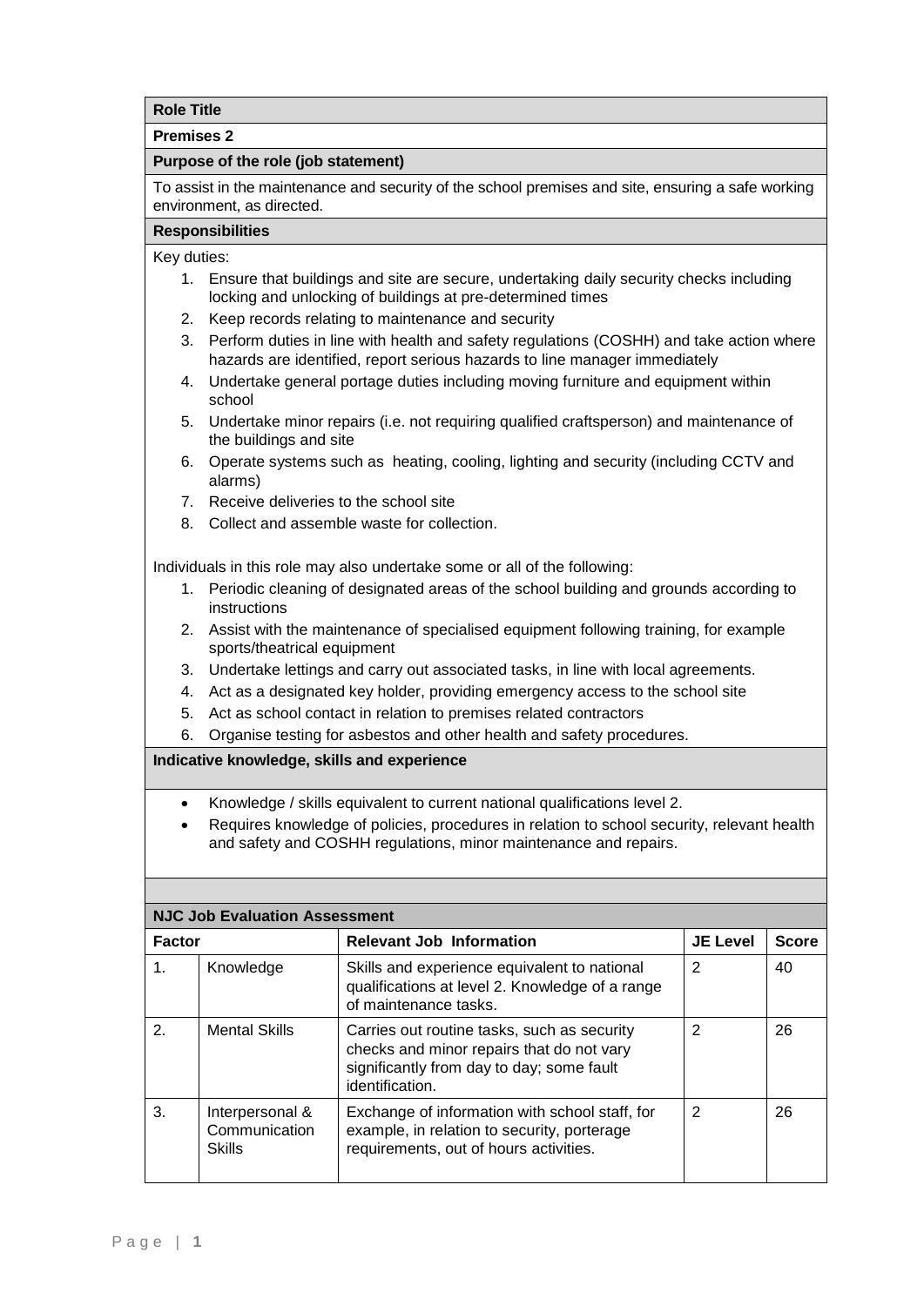**Role Title**

**Premises 2**

**Purpose of the role (job statement)**

To assist in the maintenance and security of the school premises and site, ensuring a safe working environment, as directed.

**Responsibilities**

Key duties:

1. Ensure that buildings and site are secure, undertaking daily security checks including locking and unlocking of buildings at pre-determined times
2. Keep records relating to maintenance and security
3. Perform duties in line with health and safety regulations (COSHH) and take action where hazards are identified, report serious hazards to line manager immediately
4. Undertake general portage duties including moving furniture and equipment within school
5. Undertake minor repairs (i.e. not requiring qualified craftsperson) and maintenance of the buildings and site
6. Operate systems such as heating, cooling, lighting and security (including CCTV and alarms)
7. Receive deliveries to the school site
8. Collect and assemble waste for collection.

Individuals in this role may also undertake some or all of the following:

1. Periodic cleaning of designated areas of the school building and grounds according to instructions
2. Assist with the maintenance of specialised equipment following training, for example sports/theatrical equipment
3. Undertake lettings and carry out associated tasks, in line with local agreements.
4. Act as a designated key holder, providing emergency access to the school site
5. Act as school contact in relation to premises related contractors
6. Organise testing for asbestos and other health and safety procedures.

**Indicative knowledge, skills and experience**

- Knowledge / skills equivalent to current national qualifications level 2.
- Requires knowledge of policies, procedures in relation to school security, relevant health and safety and COSHH regulations, minor maintenance and repairs.

**NJC Job Evaluation Assessment**

| Factor | | Relevant Job Information | JE Level | Score |
|---|---|---|---|---|
| 1. | Knowledge | Skills and experience equivalent to national qualifications at level 2. Knowledge of a range of maintenance tasks. | 2 | 40 |
| 2. | Mental Skills | Carries out routine tasks, such as security checks and minor repairs that do not vary significantly from day to day; some fault identification. | 2 | 26 |
| 3. | Interpersonal & Communication Skills | Exchange of information with school staff, for example, in relation to security, porterage requirements, out of hours activities. | 2 | 26 |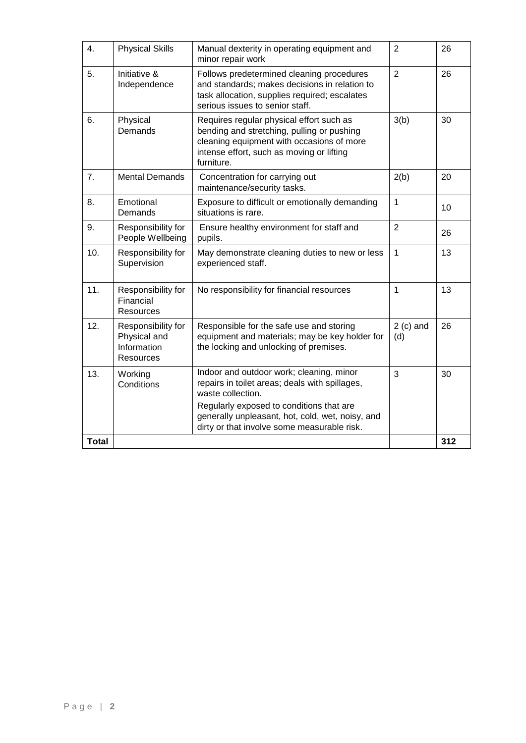| 4. | Physical Skills | Manual dexterity in operating equipment and minor repair work | 2 | 26 |
|---|---|---|---|---|
| 5. | Initiative & Independence | Follows predetermined cleaning procedures and standards; makes decisions in relation to task allocation, supplies required; escalates serious issues to senior staff. | 2 | 26 |
| 6. | Physical Demands | Requires regular physical effort such as bending and stretching, pulling or pushing cleaning equipment with occasions of more intense effort, such as moving or lifting furniture. | 3(b) | 30 |
| 7. | Mental Demands | Concentration for carrying out maintenance/security tasks. | 2(b) | 20 |
| 8. | Emotional Demands | Exposure to difficult or emotionally demanding situations is rare. | 1 | 10 |
| 9. | Responsibility for People Wellbeing | Ensure healthy environment for staff and pupils. | 2 | 26 |
| 10. | Responsibility for Supervision | May demonstrate cleaning duties to new or less experienced staff. | 1 | 13 |
| 11. | Responsibility for Financial Resources | No responsibility for financial resources | 1 | 13 |
| 12. | Responsibility for Physical and Information Resources | Responsible for the safe use and storing equipment and materials; may be key holder for the locking and unlocking of premises. | 2 (c) and (d) | 26 |
| 13. | Working Conditions | Indoor and outdoor work; cleaning, minor repairs in toilet areas; deals with spillages, waste collection.<br>Regularly exposed to conditions that are generally unpleasant, hot, cold, wet, noisy, and dirty or that involve some measurable risk. | 3 | 30 |
| **Total** | | | | **312** |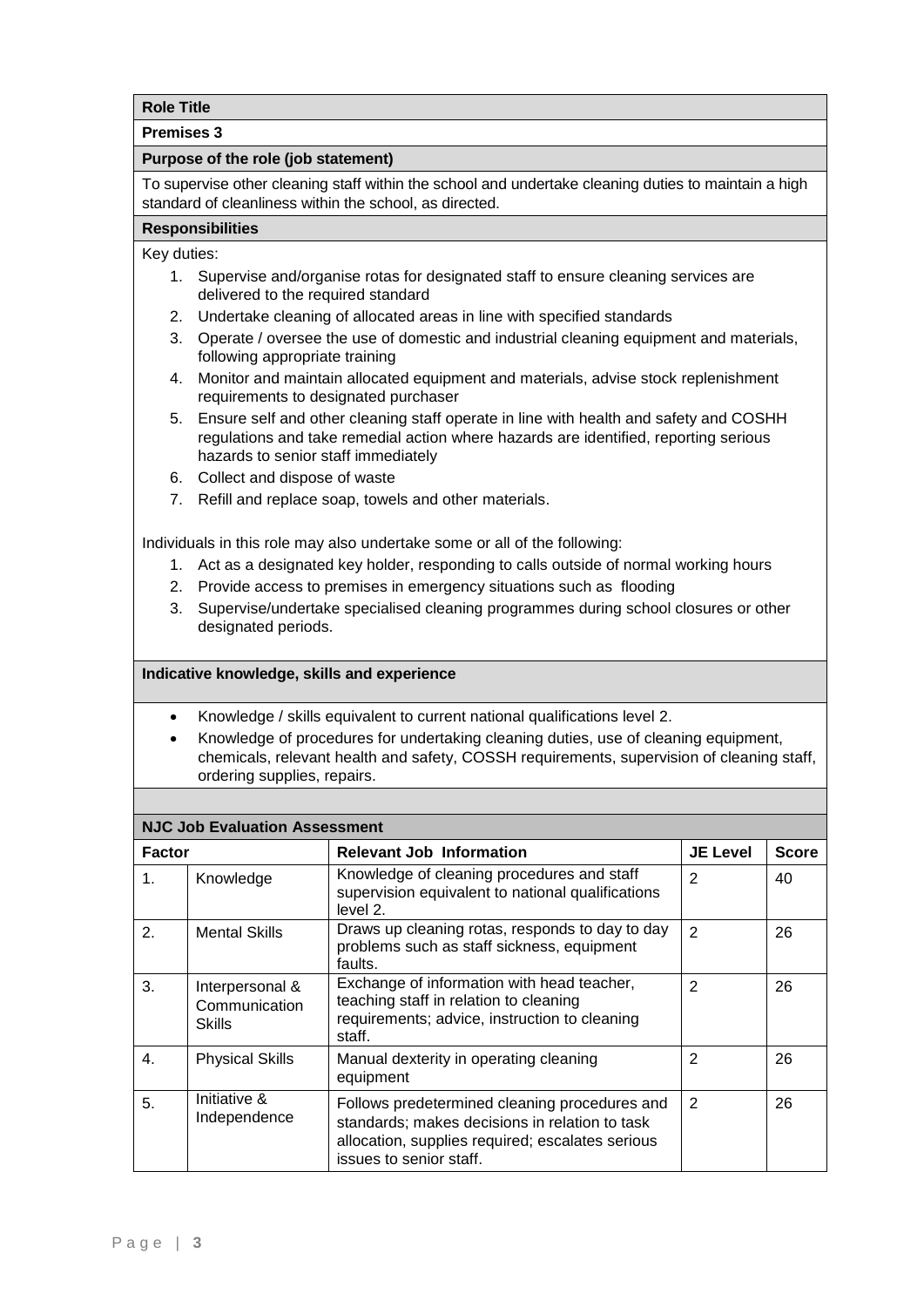**Role Title**

**Premises 3**

**Purpose of the role (job statement)**

To supervise other cleaning staff within the school and undertake cleaning duties to maintain a high standard of cleanliness within the school, as directed.

**Responsibilities**

Key duties:

1. Supervise and/organise rotas for designated staff to ensure cleaning services are delivered to the required standard
2. Undertake cleaning of allocated areas in line with specified standards
3. Operate / oversee the use of domestic and industrial cleaning equipment and materials, following appropriate training
4. Monitor and maintain allocated equipment and materials, advise stock replenishment requirements to designated purchaser
5. Ensure self and other cleaning staff operate in line with health and safety and COSHH regulations and take remedial action where hazards are identified, reporting serious hazards to senior staff immediately
6. Collect and dispose of waste
7. Refill and replace soap, towels and other materials.

Individuals in this role may also undertake some or all of the following:

1. Act as a designated key holder, responding to calls outside of normal working hours
2. Provide access to premises in emergency situations such as flooding
3. Supervise/undertake specialised cleaning programmes during school closures or other designated periods.

**Indicative knowledge, skills and experience**

- Knowledge / skills equivalent to current national qualifications level 2.
- Knowledge of procedures for undertaking cleaning duties, use of cleaning equipment, chemicals, relevant health and safety, COSSH requirements, supervision of cleaning staff, ordering supplies, repairs.

**NJC Job Evaluation Assessment**

| Factor | | Relevant Job Information | JE Level | Score |
|---|---|---|---|---|
| 1. | Knowledge | Knowledge of cleaning procedures and staff supervision equivalent to national qualifications level 2. | 2 | 40 |
| 2. | Mental Skills | Draws up cleaning rotas, responds to day to day problems such as staff sickness, equipment faults. | 2 | 26 |
| 3. | Interpersonal & Communication Skills | Exchange of information with head teacher, teaching staff in relation to cleaning requirements; advice, instruction to cleaning staff. | 2 | 26 |
| 4. | Physical Skills | Manual dexterity in operating cleaning equipment | 2 | 26 |
| 5. | Initiative & Independence | Follows predetermined cleaning procedures and standards; makes decisions in relation to task allocation, supplies required; escalates serious issues to senior staff. | 2 | 26 |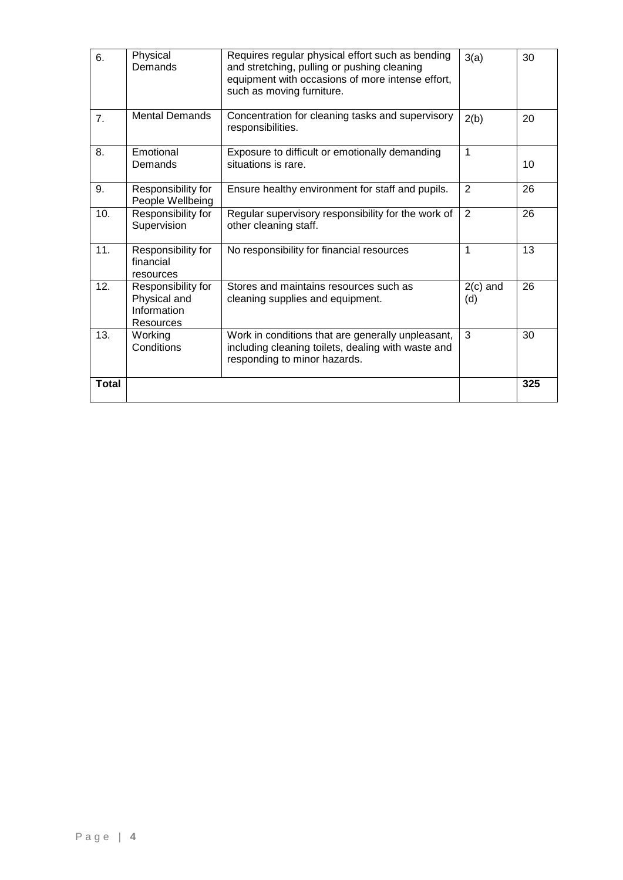| 6. | Physical Demands | Requires regular physical effort such as bending and stretching, pulling or pushing cleaning equipment with occasions of more intense effort, such as moving furniture. | 3(a) | 30 |
|---|---|---|---|---|
| 7. | Mental Demands | Concentration for cleaning tasks and supervisory responsibilities. | 2(b) | 20 |
| 8. | Emotional Demands | Exposure to difficult or emotionally demanding situations is rare. | 1 | 10 |
| 9. | Responsibility for People Wellbeing | Ensure healthy environment for staff and pupils. | 2 | 26 |
| 10. | Responsibility for Supervision | Regular supervisory responsibility for the work of other cleaning staff. | 2 | 26 |
| 11. | Responsibility for financial resources | No responsibility for financial resources | 1 | 13 |
| 12. | Responsibility for Physical and Information Resources | Stores and maintains resources such as cleaning supplies and equipment. | 2(c) and (d) | 26 |
| 13. | Working Conditions | Work in conditions that are generally unpleasant, including cleaning toilets, dealing with waste and responding to minor hazards. | 3 | 30 |
| **Total** | | | | **325** |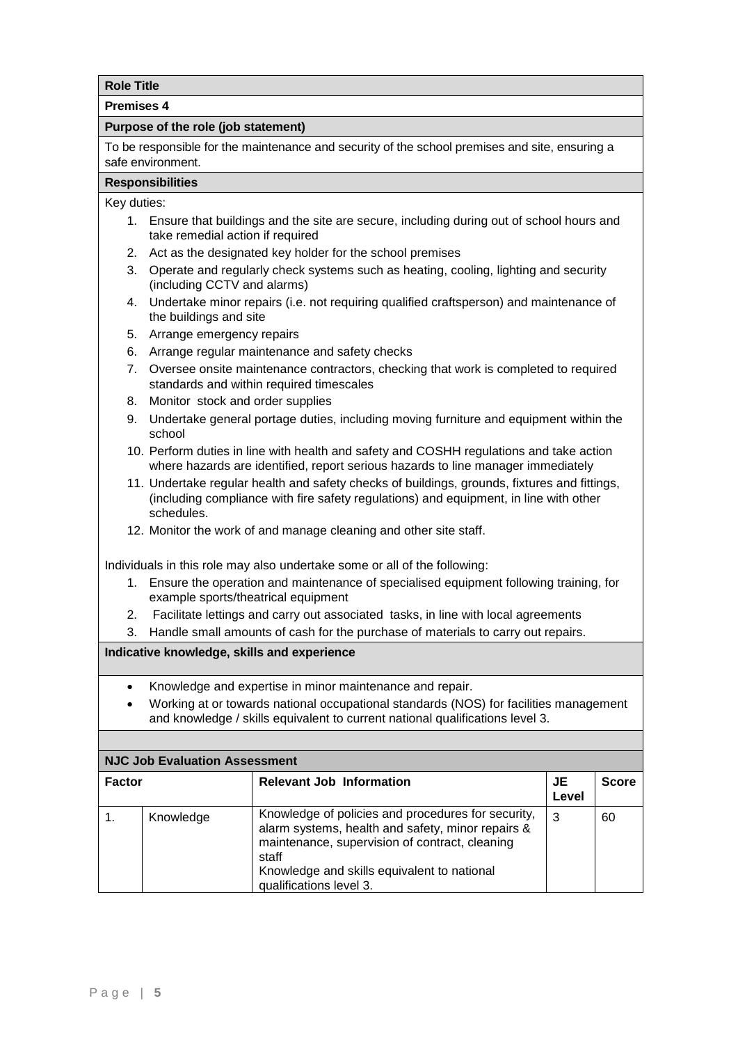## Role Title

**Premises 4**

### Purpose of the role (job statement)

To be responsible for the maintenance and security of the school premises and site, ensuring a safe environment.

### Responsibilities

Key duties:

1. Ensure that buildings and the site are secure, including during out of school hours and take remedial action if required
2. Act as the designated key holder for the school premises
3. Operate and regularly check systems such as heating, cooling, lighting and security (including CCTV and alarms)
4. Undertake minor repairs (i.e. not requiring qualified craftsperson) and maintenance of the buildings and site
5. Arrange emergency repairs
6. Arrange regular maintenance and safety checks
7. Oversee onsite maintenance contractors, checking that work is completed to required standards and within required timescales
8. Monitor stock and order supplies
9. Undertake general portage duties, including moving furniture and equipment within the school
10. Perform duties in line with health and safety and COSHH regulations and take action where hazards are identified, report serious hazards to line manager immediately
11. Undertake regular health and safety checks of buildings, grounds, fixtures and fittings, (including compliance with fire safety regulations) and equipment, in line with other schedules.
12. Monitor the work of and manage cleaning and other site staff.

Individuals in this role may also undertake some or all of the following:

1. Ensure the operation and maintenance of specialised equipment following training, for example sports/theatrical equipment
2. Facilitate lettings and carry out associated tasks, in line with local agreements
3. Handle small amounts of cash for the purchase of materials to carry out repairs.

### Indicative knowledge, skills and experience

- Knowledge and expertise in minor maintenance and repair.
- Working at or towards national occupational standards (NOS) for facilities management and knowledge / skills equivalent to current national qualifications level 3.

### NJC Job Evaluation Assessment

| Factor | | Relevant Job Information | JE Level | Score |
|---|---|---|---|---|
| 1. | Knowledge | Knowledge of policies and procedures for security, alarm systems, health and safety, minor repairs & maintenance, supervision of contract, cleaning staff<br>Knowledge and skills equivalent to national qualifications level 3. | 3 | 60 |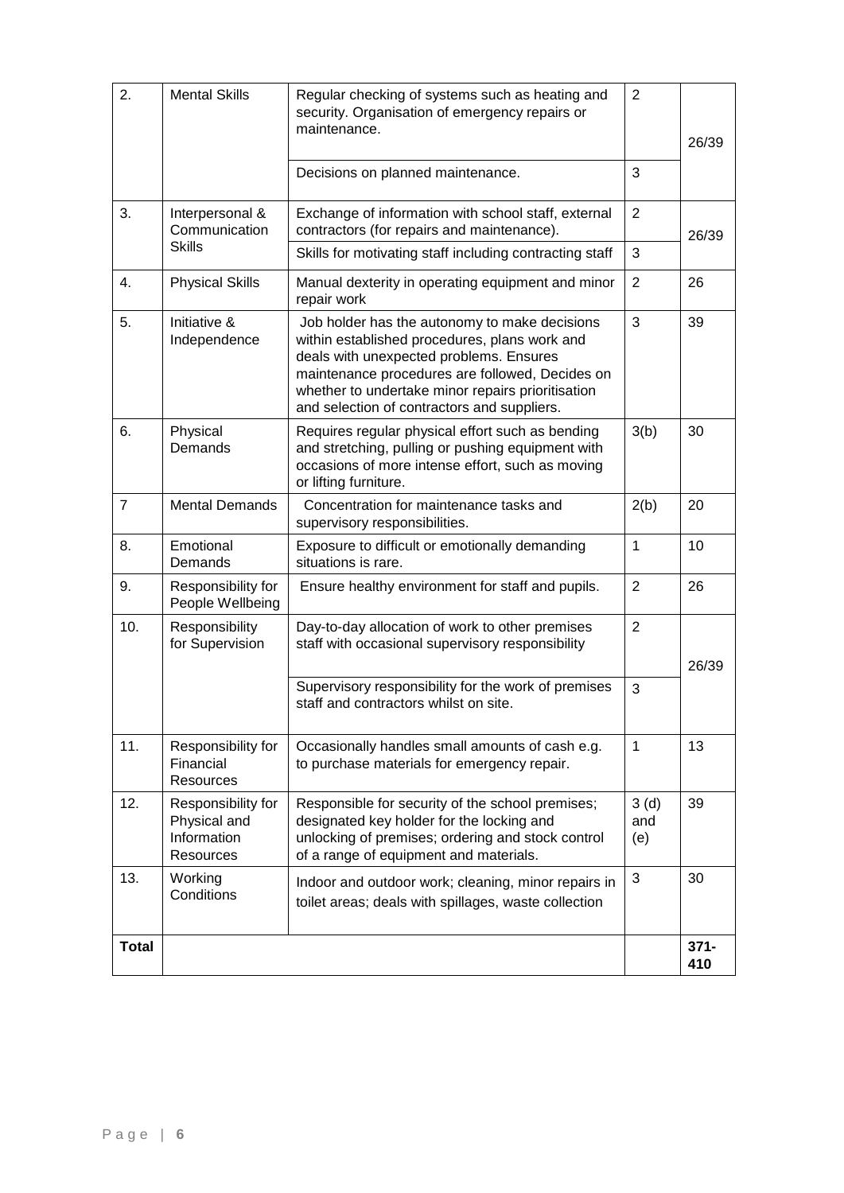| 2. | Mental Skills | Regular checking of systems such as heating and security. Organisation of emergency repairs or maintenance. | 2 | 26/39 |
|---|---|---|---|---|
| | | Decisions on planned maintenance. | 3 | |
| 3. | Interpersonal & Communication Skills | Exchange of information with school staff, external contractors (for repairs and maintenance). | 2 | 26/39 |
| | | Skills for motivating staff including contracting staff | 3 | |
| 4. | Physical Skills | Manual dexterity in operating equipment and minor repair work | 2 | 26 |
| 5. | Initiative & Independence | Job holder has the autonomy to make decisions within established procedures, plans work and deals with unexpected problems. Ensures maintenance procedures are followed, Decides on whether to undertake minor repairs prioritisation and selection of contractors and suppliers. | 3 | 39 |
| 6. | Physical Demands | Requires regular physical effort such as bending and stretching, pulling or pushing equipment with occasions of more intense effort, such as moving or lifting furniture. | 3(b) | 30 |
| 7 | Mental Demands | Concentration for maintenance tasks and supervisory responsibilities. | 2(b) | 20 |
| 8. | Emotional Demands | Exposure to difficult or emotionally demanding situations is rare. | 1 | 10 |
| 9. | Responsibility for People Wellbeing | Ensure healthy environment for staff and pupils. | 2 | 26 |
| 10. | Responsibility for Supervision | Day-to-day allocation of work to other premises staff with occasional supervisory responsibility | 2 | 26/39 |
| | | Supervisory responsibility for the work of premises staff and contractors whilst on site. | 3 | |
| 11. | Responsibility for Financial Resources | Occasionally handles small amounts of cash e.g. to purchase materials for emergency repair. | 1 | 13 |
| 12. | Responsibility for Physical and Information Resources | Responsible for security of the school premises; designated key holder for the locking and unlocking of premises; ordering and stock control of a range of equipment and materials. | 3 (d) and (e) | 39 |
| 13. | Working Conditions | Indoor and outdoor work; cleaning, minor repairs in toilet areas; deals with spillages, waste collection | 3 | 30 |
| **Total** | | | | **371-410** |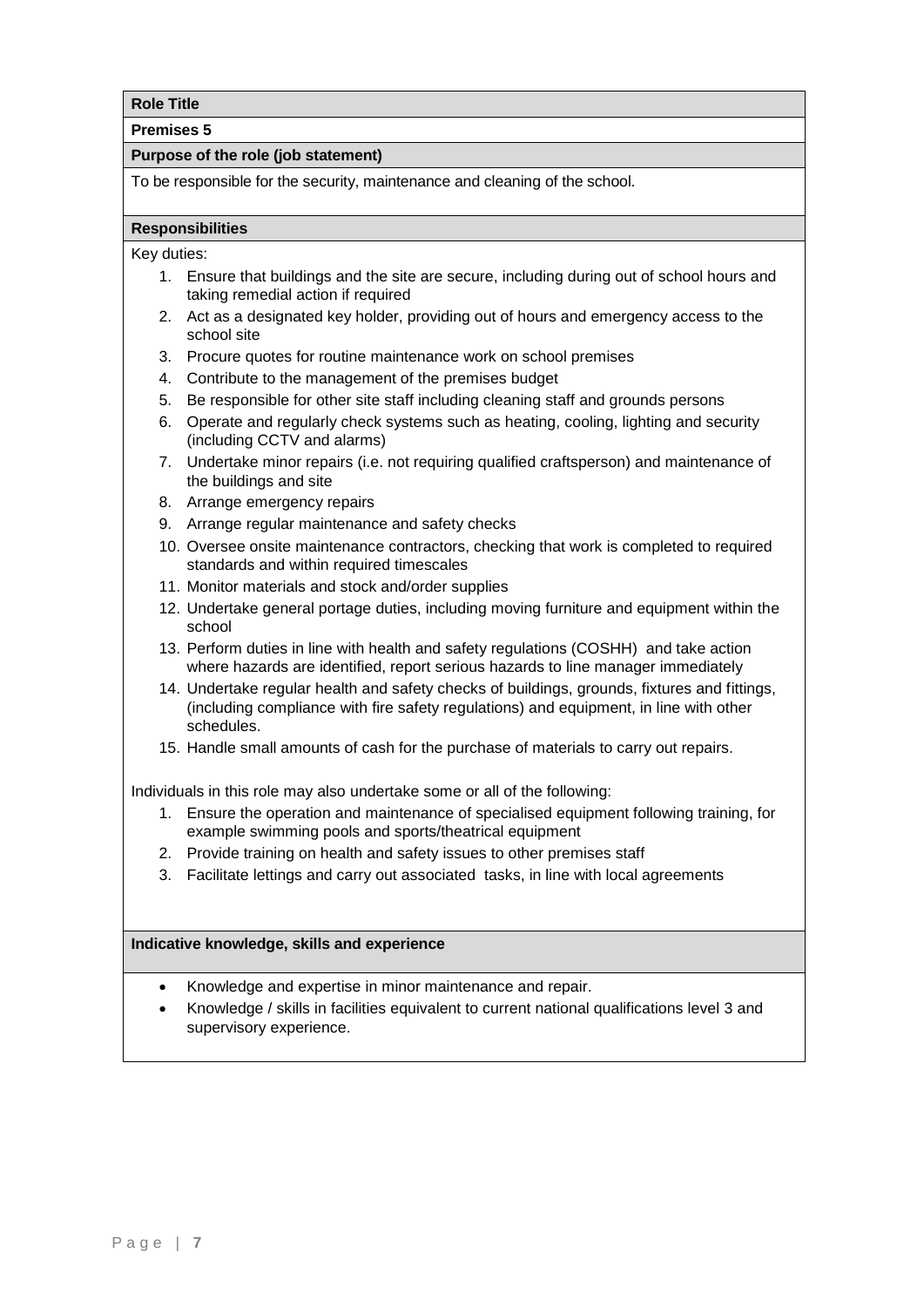**Role Title**

**Premises 5**

**Purpose of the role (job statement)**

To be responsible for the security, maintenance and cleaning of the school.

**Responsibilities**

Key duties:

1. Ensure that buildings and the site are secure, including during out of school hours and taking remedial action if required
2. Act as a designated key holder, providing out of hours and emergency access to the school site
3. Procure quotes for routine maintenance work on school premises
4. Contribute to the management of the premises budget
5. Be responsible for other site staff including cleaning staff and grounds persons
6. Operate and regularly check systems such as heating, cooling, lighting and security (including CCTV and alarms)
7. Undertake minor repairs (i.e. not requiring qualified craftsperson) and maintenance of the buildings and site
8. Arrange emergency repairs
9. Arrange regular maintenance and safety checks
10. Oversee onsite maintenance contractors, checking that work is completed to required standards and within required timescales
11. Monitor materials and stock and/order supplies
12. Undertake general portage duties, including moving furniture and equipment within the school
13. Perform duties in line with health and safety regulations (COSHH) and take action where hazards are identified, report serious hazards to line manager immediately
14. Undertake regular health and safety checks of buildings, grounds, fixtures and fittings, (including compliance with fire safety regulations) and equipment, in line with other schedules.
15. Handle small amounts of cash for the purchase of materials to carry out repairs.

Individuals in this role may also undertake some or all of the following:

1. Ensure the operation and maintenance of specialised equipment following training, for example swimming pools and sports/theatrical equipment
2. Provide training on health and safety issues to other premises staff
3. Facilitate lettings and carry out associated tasks, in line with local agreements

**Indicative knowledge, skills and experience**

- Knowledge and expertise in minor maintenance and repair.
- Knowledge / skills in facilities equivalent to current national qualifications level 3 and supervisory experience.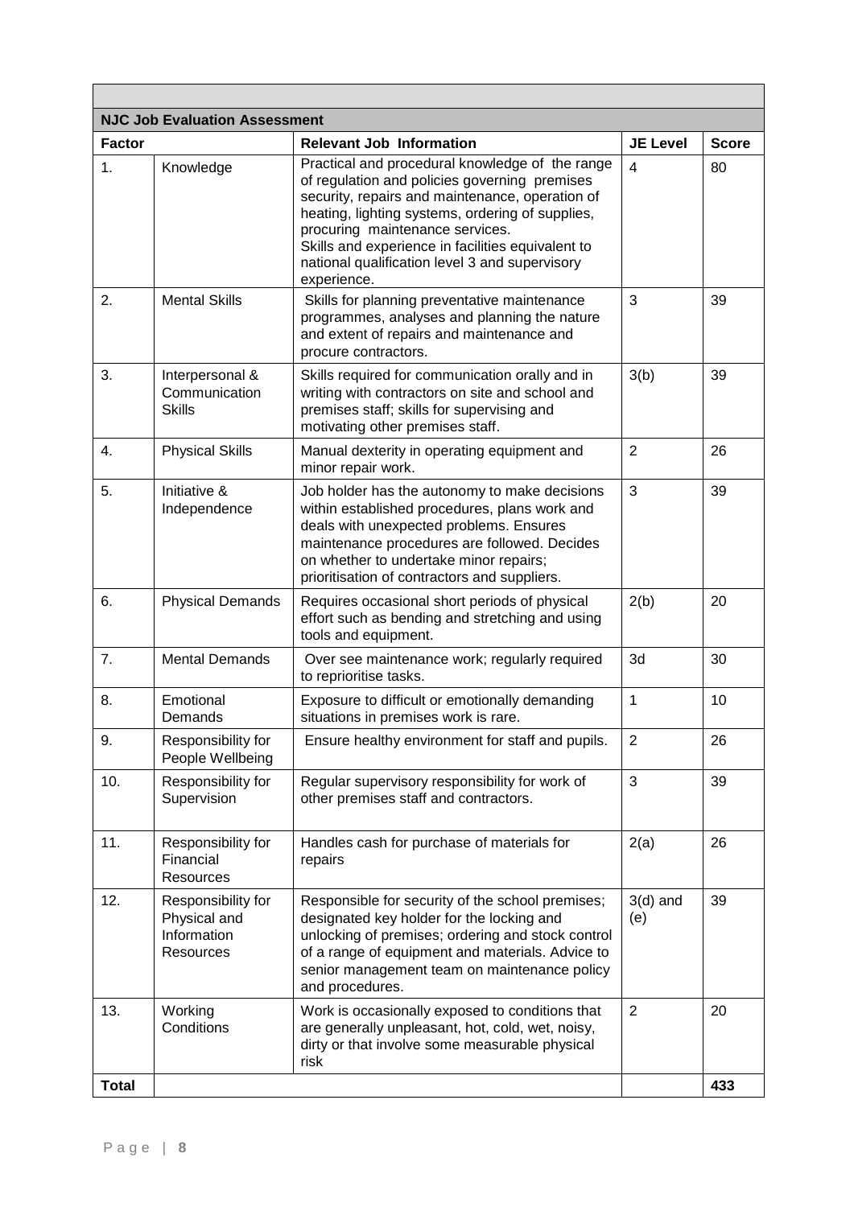| NJC Job Evaluation Assessment | | | | |
|---|---|---|---|---|
| **Factor** | | **Relevant Job Information** | **JE Level** | **Score** |
| 1. | Knowledge | Practical and procedural knowledge of the range of regulation and policies governing premises security, repairs and maintenance, operation of heating, lighting systems, ordering of supplies, procuring maintenance services. Skills and experience in facilities equivalent to national qualification level 3 and supervisory experience. | 4 | 80 |
| 2. | Mental Skills | Skills for planning preventative maintenance programmes, analyses and planning the nature and extent of repairs and maintenance and procure contractors. | 3 | 39 |
| 3. | Interpersonal & Communication Skills | Skills required for communication orally and in writing with contractors on site and school and premises staff; skills for supervising and motivating other premises staff. | 3(b) | 39 |
| 4. | Physical Skills | Manual dexterity in operating equipment and minor repair work. | 2 | 26 |
| 5. | Initiative & Independence | Job holder has the autonomy to make decisions within established procedures, plans work and deals with unexpected problems. Ensures maintenance procedures are followed. Decides on whether to undertake minor repairs; prioritisation of contractors and suppliers. | 3 | 39 |
| 6. | Physical Demands | Requires occasional short periods of physical effort such as bending and stretching and using tools and equipment. | 2(b) | 20 |
| 7. | Mental Demands | Over see maintenance work; regularly required to reprioritise tasks. | 3d | 30 |
| 8. | Emotional Demands | Exposure to difficult or emotionally demanding situations in premises work is rare. | 1 | 10 |
| 9. | Responsibility for People Wellbeing | Ensure healthy environment for staff and pupils. | 2 | 26 |
| 10. | Responsibility for Supervision | Regular supervisory responsibility for work of other premises staff and contractors. | 3 | 39 |
| 11. | Responsibility for Financial Resources | Handles cash for purchase of materials for repairs | 2(a) | 26 |
| 12. | Responsibility for Physical and Information Resources | Responsible for security of the school premises; designated key holder for the locking and unlocking of premises; ordering and stock control of a range of equipment and materials. Advice to senior management team on maintenance policy and procedures. | 3(d) and (e) | 39 |
| 13. | Working Conditions | Work is occasionally exposed to conditions that are generally unpleasant, hot, cold, wet, noisy, dirty or that involve some measurable physical risk | 2 | 20 |
| **Total** | | | | **433** |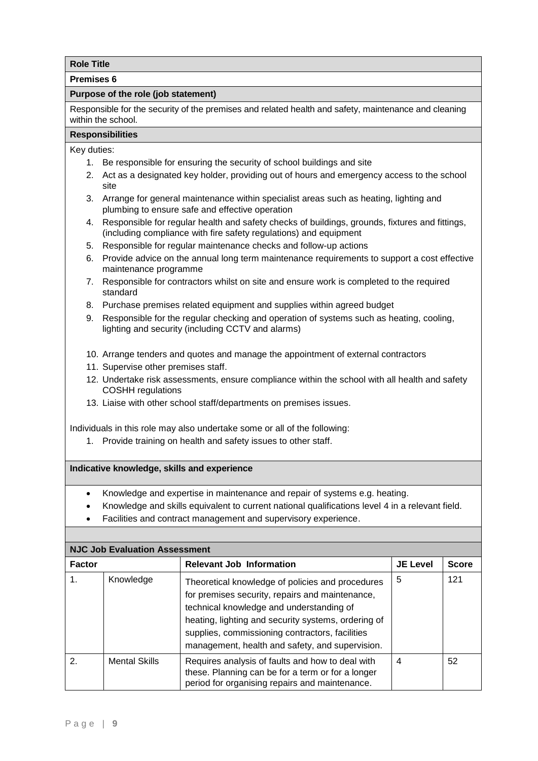**Role Title**

**Premises 6**

**Purpose of the role (job statement)**

Responsible for the security of the premises and related health and safety, maintenance and cleaning within the school.

**Responsibilities**

Key duties:

1. Be responsible for ensuring the security of school buildings and site
2. Act as a designated key holder, providing out of hours and emergency access to the school site
3. Arrange for general maintenance within specialist areas such as heating, lighting and plumbing to ensure safe and effective operation
4. Responsible for regular health and safety checks of buildings, grounds, fixtures and fittings, (including compliance with fire safety regulations) and equipment
5. Responsible for regular maintenance checks and follow-up actions
6. Provide advice on the annual long term maintenance requirements to support a cost effective maintenance programme
7. Responsible for contractors whilst on site and ensure work is completed to the required standard
8. Purchase premises related equipment and supplies within agreed budget
9. Responsible for the regular checking and operation of systems such as heating, cooling, lighting and security (including CCTV and alarms)
10. Arrange tenders and quotes and manage the appointment of external contractors
11. Supervise other premises staff.
12. Undertake risk assessments, ensure compliance within the school with all health and safety COSHH regulations
13. Liaise with other school staff/departments on premises issues.

Individuals in this role may also undertake some or all of the following:

1. Provide training on health and safety issues to other staff.

**Indicative knowledge, skills and experience**

- Knowledge and expertise in maintenance and repair of systems e.g. heating.
- Knowledge and skills equivalent to current national qualifications level 4 in a relevant field.
- Facilities and contract management and supervisory experience.

**NJC Job Evaluation Assessment**

| Factor | | Relevant Job Information | JE Level | Score |
|---|---|---|---|---|
| 1. | Knowledge | Theoretical knowledge of policies and procedures for premises security, repairs and maintenance, technical knowledge and understanding of heating, lighting and security systems, ordering of supplies, commissioning contractors, facilities management, health and safety, and supervision. | 5 | 121 |
| 2. | Mental Skills | Requires analysis of faults and how to deal with these. Planning can be for a term or for a longer period for organising repairs and maintenance. | 4 | 52 |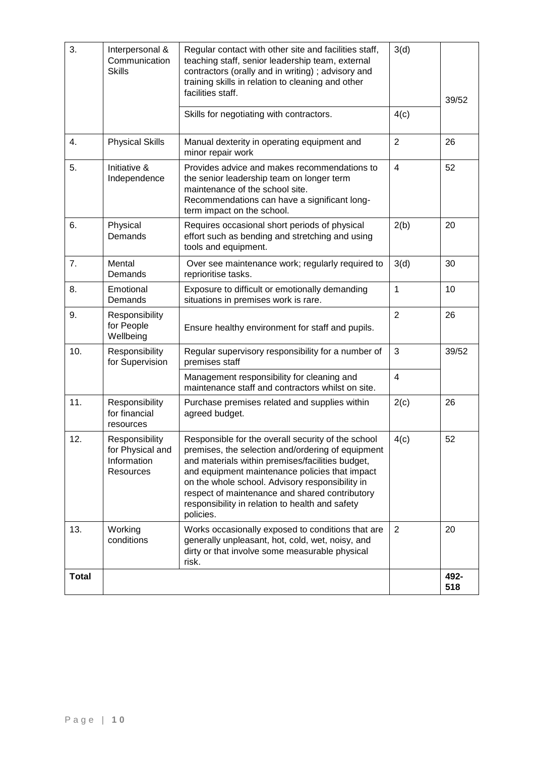| 3. | Interpersonal & Communication Skills | Regular contact with other site and facilities staff, teaching staff, senior leadership team, external contractors (orally and in writing) ; advisory and training skills in relation to cleaning and other facilities staff. | 3(d) | 39/52 |
|---|---|---|---|---|
| | | Skills for negotiating with contractors. | 4(c) | |
| 4. | Physical Skills | Manual dexterity in operating equipment and minor repair work | 2 | 26 |
| 5. | Initiative & Independence | Provides advice and makes recommendations to the senior leadership team on longer term maintenance of the school site. Recommendations can have a significant long-term impact on the school. | 4 | 52 |
| 6. | Physical Demands | Requires occasional short periods of physical effort such as bending and stretching and using tools and equipment. | 2(b) | 20 |
| 7. | Mental Demands | Over see maintenance work; regularly required to reprioritise tasks. | 3(d) | 30 |
| 8. | Emotional Demands | Exposure to difficult or emotionally demanding situations in premises work is rare. | 1 | 10 |
| 9. | Responsibility for People Wellbeing | Ensure healthy environment for staff and pupils. | 2 | 26 |
| 10. | Responsibility for Supervision | Regular supervisory responsibility for a number of premises staff | 3 | 39/52 |
| | | Management responsibility for cleaning and maintenance staff and contractors whilst on site. | 4 | |
| 11. | Responsibility for financial resources | Purchase premises related and supplies within agreed budget. | 2(c) | 26 |
| 12. | Responsibility for Physical and Information Resources | Responsible for the overall security of the school premises, the selection and/ordering of equipment and materials within premises/facilities budget, and equipment maintenance policies that impact on the whole school. Advisory responsibility in respect of maintenance and shared contributory responsibility in relation to health and safety policies. | 4(c) | 52 |
| 13. | Working conditions | Works occasionally exposed to conditions that are generally unpleasant, hot, cold, wet, noisy, and dirty or that involve some measurable physical risk. | 2 | 20 |
| **Total** | | | | **492-518** |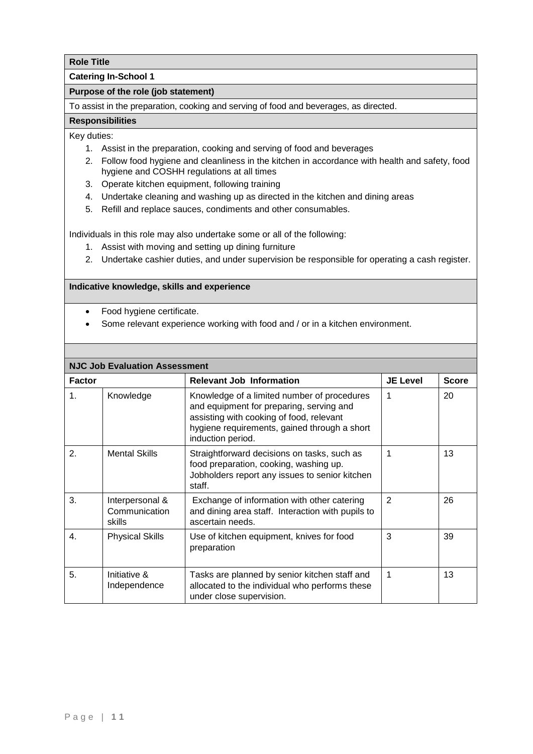**Role Title**

**Catering In-School 1**

**Purpose of the role (job statement)**

To assist in the preparation, cooking and serving of food and beverages, as directed.

**Responsibilities**

Key duties:

1. Assist in the preparation, cooking and serving of food and beverages
2. Follow food hygiene and cleanliness in the kitchen in accordance with health and safety, food hygiene and COSHH regulations at all times
3. Operate kitchen equipment, following training
4. Undertake cleaning and washing up as directed in the kitchen and dining areas
5. Refill and replace sauces, condiments and other consumables.

Individuals in this role may also undertake some or all of the following:

1. Assist with moving and setting up dining furniture
2. Undertake cashier duties, and under supervision be responsible for operating a cash register.

**Indicative knowledge, skills and experience**

- Food hygiene certificate.
- Some relevant experience working with food and / or in a kitchen environment.

**NJC Job Evaluation Assessment**

| Factor | | Relevant Job Information | JE Level | Score |
|---|---|---|---|---|
| 1. | Knowledge | Knowledge of a limited number of procedures and equipment for preparing, serving and assisting with cooking of food, relevant hygiene requirements, gained through a short induction period. | 1 | 20 |
| 2. | Mental Skills | Straightforward decisions on tasks, such as food preparation, cooking, washing up. Jobholders report any issues to senior kitchen staff. | 1 | 13 |
| 3. | Interpersonal & Communication skills | Exchange of information with other catering and dining area staff. Interaction with pupils to ascertain needs. | 2 | 26 |
| 4. | Physical Skills | Use of kitchen equipment, knives for food preparation | 3 | 39 |
| 5. | Initiative & Independence | Tasks are planned by senior kitchen staff and allocated to the individual who performs these under close supervision. | 1 | 13 |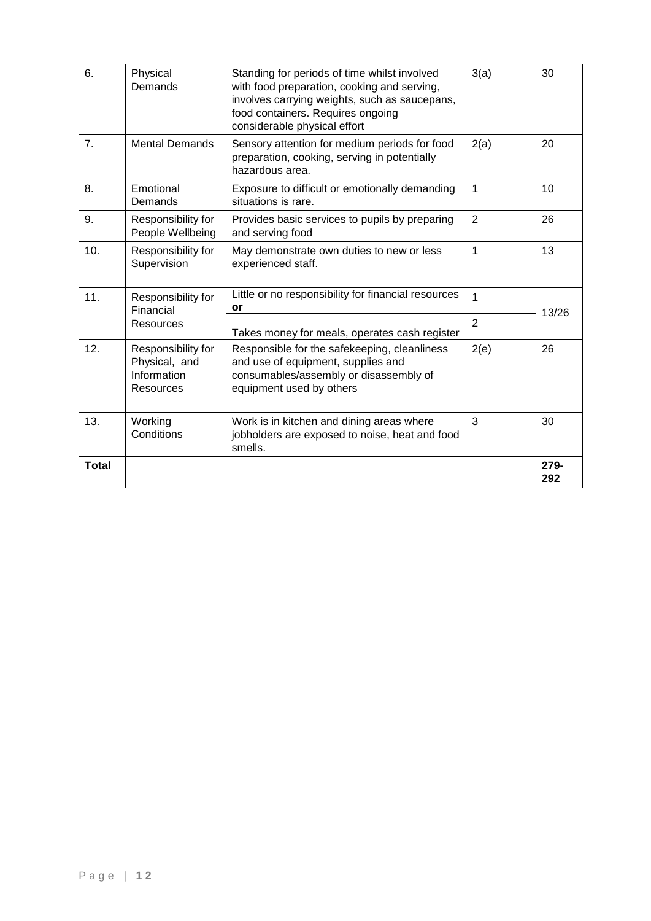| | | | | |
|---|---|---|---|---|
| 6. | Physical Demands | Standing for periods of time whilst involved with food preparation, cooking and serving, involves carrying weights, such as saucepans, food containers. Requires ongoing considerable physical effort | 3(a) | 30 |
| 7. | Mental Demands | Sensory attention for medium periods for food preparation, cooking, serving in potentially hazardous area. | 2(a) | 20 |
| 8. | Emotional Demands | Exposure to difficult or emotionally demanding situations is rare. | 1 | 10 |
| 9. | Responsibility for People Wellbeing | Provides basic services to pupils by preparing and serving food | 2 | 26 |
| 10. | Responsibility for Supervision | May demonstrate own duties to new or less experienced staff. | 1 | 13 |
| 11. | Responsibility for Financial Resources | Little or no responsibility for financial resources **or** | 1 | 13/26 |
| | | Takes money for meals, operates cash register | 2 | |
| 12. | Responsibility for Physical, and Information Resources | Responsible for the safekeeping, cleanliness and use of equipment, supplies and consumables/assembly or disassembly of equipment used by others | 2(e) | 26 |
| 13. | Working Conditions | Work is in kitchen and dining areas where jobholders are exposed to noise, heat and food smells. | 3 | 30 |
| **Total** | | | | **279-292** |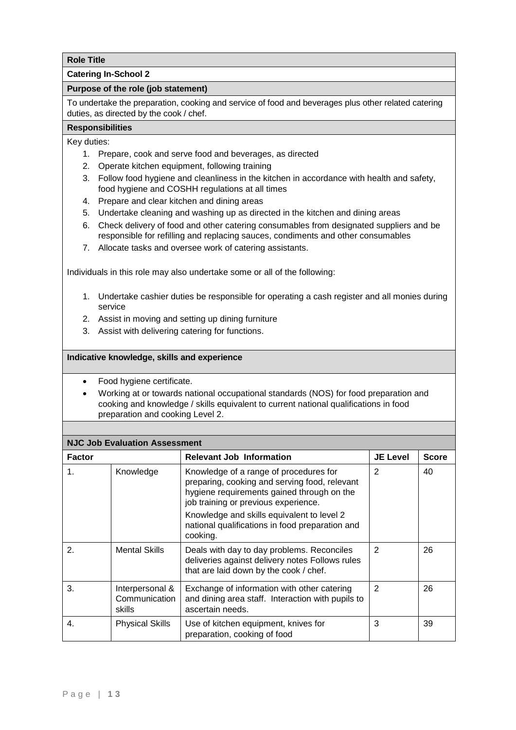**Role Title**

**Catering In-School 2**

**Purpose of the role (job statement)**

To undertake the preparation, cooking and service of food and beverages plus other related catering duties, as directed by the cook / chef.

**Responsibilities**

Key duties:

1. Prepare, cook and serve food and beverages, as directed
2. Operate kitchen equipment, following training
3. Follow food hygiene and cleanliness in the kitchen in accordance with health and safety, food hygiene and COSHH regulations at all times
4. Prepare and clear kitchen and dining areas
5. Undertake cleaning and washing up as directed in the kitchen and dining areas
6. Check delivery of food and other catering consumables from designated suppliers and be responsible for refilling and replacing sauces, condiments and other consumables
7. Allocate tasks and oversee work of catering assistants.

Individuals in this role may also undertake some or all of the following:

1. Undertake cashier duties be responsible for operating a cash register and all monies during service
2. Assist in moving and setting up dining furniture
3. Assist with delivering catering for functions.

**Indicative knowledge, skills and experience**

- Food hygiene certificate.
- Working at or towards national occupational standards (NOS) for food preparation and cooking and knowledge / skills equivalent to current national qualifications in food preparation and cooking Level 2.

**NJC Job Evaluation Assessment**

| Factor | | Relevant Job Information | JE Level | Score |
|---|---|---|---|---|
| 1. | Knowledge | Knowledge of a range of procedures for preparing, cooking and serving food, relevant hygiene requirements gained through on the job training or previous experience.<br>Knowledge and skills equivalent to level 2 national qualifications in food preparation and cooking. | 2 | 40 |
| 2. | Mental Skills | Deals with day to day problems. Reconciles deliveries against delivery notes Follows rules that are laid down by the cook / chef. | 2 | 26 |
| 3. | Interpersonal & Communication skills | Exchange of information with other catering and dining area staff. Interaction with pupils to ascertain needs. | 2 | 26 |
| 4. | Physical Skills | Use of kitchen equipment, knives for preparation, cooking of food | 3 | 39 |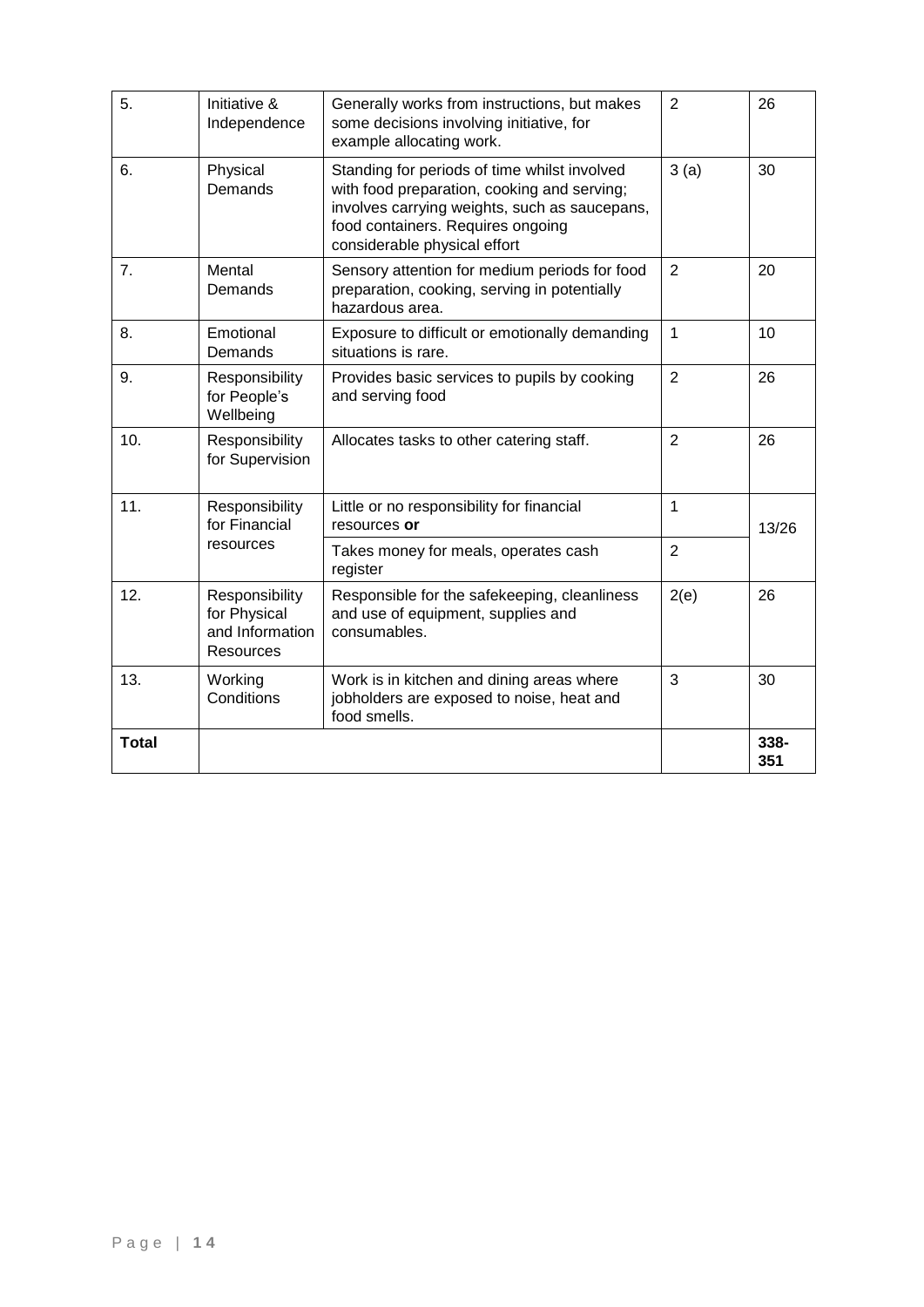| 5. | Initiative & Independence | Generally works from instructions, but makes some decisions involving initiative, for example allocating work. | 2 | 26 |
|---|---|---|---|---|
| 6. | Physical Demands | Standing for periods of time whilst involved with food preparation, cooking and serving; involves carrying weights, such as saucepans, food containers. Requires ongoing considerable physical effort | 3 (a) | 30 |
| 7. | Mental Demands | Sensory attention for medium periods for food preparation, cooking, serving in potentially hazardous area. | 2 | 20 |
| 8. | Emotional Demands | Exposure to difficult or emotionally demanding situations is rare. | 1 | 10 |
| 9. | Responsibility for People's Wellbeing | Provides basic services to pupils by cooking and serving food | 2 | 26 |
| 10. | Responsibility for Supervision | Allocates tasks to other catering staff. | 2 | 26 |
| 11. | Responsibility for Financial resources | Little or no responsibility for financial resources **or** | 1 | 13/26 |
| | | Takes money for meals, operates cash register | 2 | |
| 12. | Responsibility for Physical and Information Resources | Responsible for the safekeeping, cleanliness and use of equipment, supplies and consumables. | 2(e) | 26 |
| 13. | Working Conditions | Work is in kitchen and dining areas where jobholders are exposed to noise, heat and food smells. | 3 | 30 |
| **Total** | | | | **338-351** |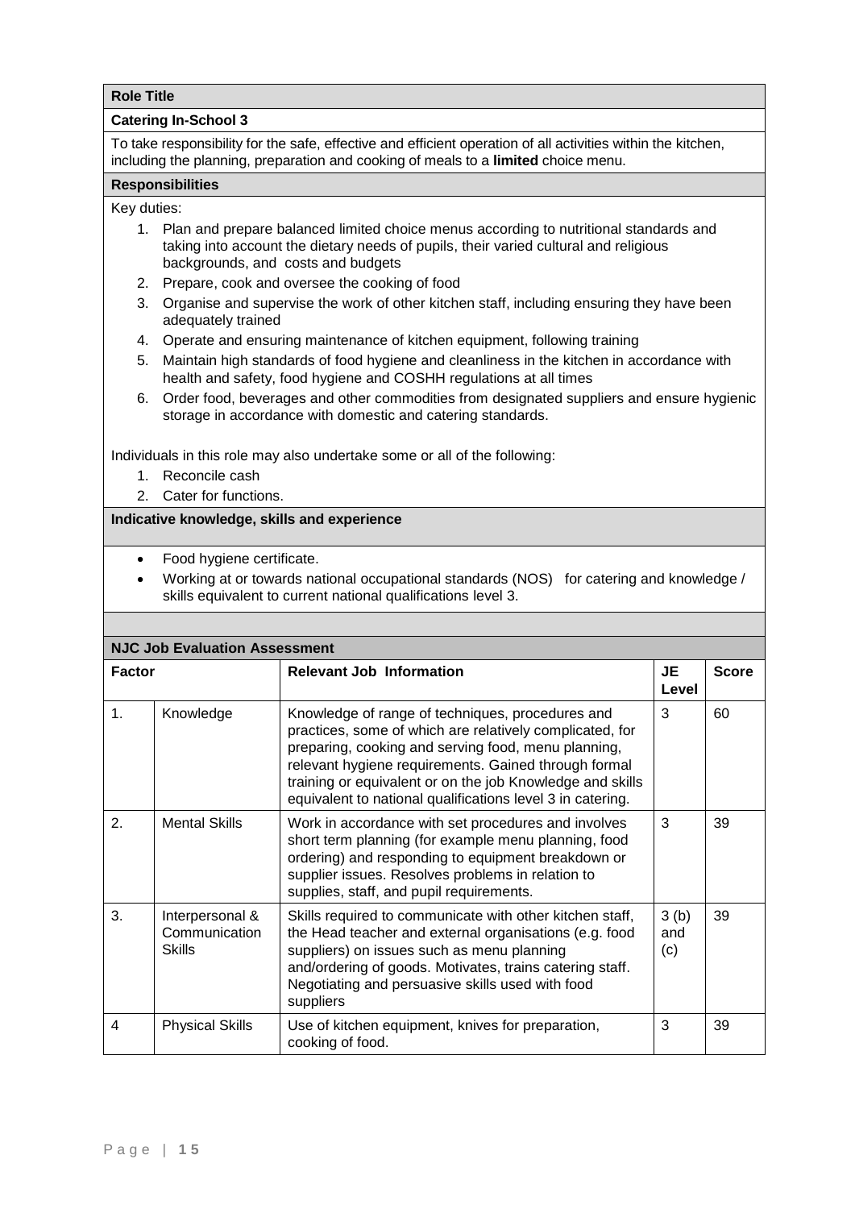**Role Title**

**Catering In-School 3**

To take responsibility for the safe, effective and efficient operation of all activities within the kitchen, including the planning, preparation and cooking of meals to a **limited** choice menu.

**Responsibilities**

Key duties:

1. Plan and prepare balanced limited choice menus according to nutritional standards and taking into account the dietary needs of pupils, their varied cultural and religious backgrounds, and costs and budgets
2. Prepare, cook and oversee the cooking of food
3. Organise and supervise the work of other kitchen staff, including ensuring they have been adequately trained
4. Operate and ensuring maintenance of kitchen equipment, following training
5. Maintain high standards of food hygiene and cleanliness in the kitchen in accordance with health and safety, food hygiene and COSHH regulations at all times
6. Order food, beverages and other commodities from designated suppliers and ensure hygienic storage in accordance with domestic and catering standards.

Individuals in this role may also undertake some or all of the following:

1. Reconcile cash
2. Cater for functions.

**Indicative knowledge, skills and experience**

- Food hygiene certificate.
- Working at or towards national occupational standards (NOS) for catering and knowledge / skills equivalent to current national qualifications level 3.

**NJC Job Evaluation Assessment**

| Factor | | Relevant Job Information | JE Level | Score |
|---|---|---|---|---|
| 1. | Knowledge | Knowledge of range of techniques, procedures and practices, some of which are relatively complicated, for preparing, cooking and serving food, menu planning, relevant hygiene requirements. Gained through formal training or equivalent or on the job Knowledge and skills equivalent to national qualifications level 3 in catering. | 3 | 60 |
| 2. | Mental Skills | Work in accordance with set procedures and involves short term planning (for example menu planning, food ordering) and responding to equipment breakdown or supplier issues. Resolves problems in relation to supplies, staff, and pupil requirements. | 3 | 39 |
| 3. | Interpersonal & Communication Skills | Skills required to communicate with other kitchen staff, the Head teacher and external organisations (e.g. food suppliers) on issues such as menu planning and/ordering of goods. Motivates, trains catering staff. Negotiating and persuasive skills used with food suppliers | 3 (b) and (c) | 39 |
| 4 | Physical Skills | Use of kitchen equipment, knives for preparation, cooking of food. | 3 | 39 |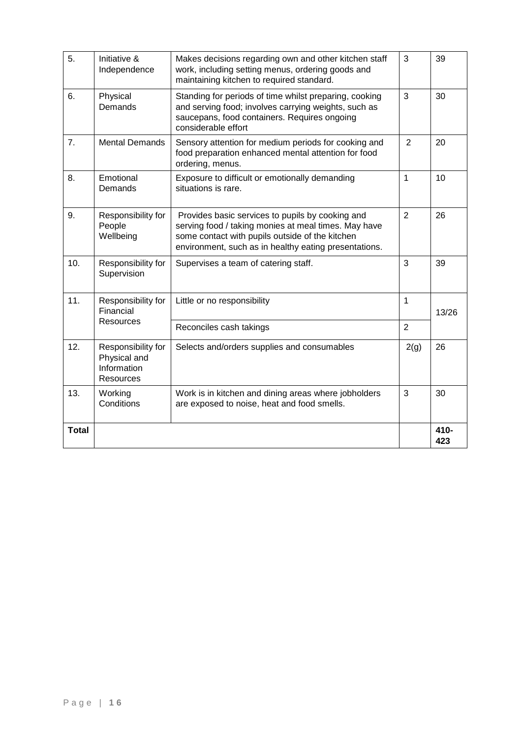| 5. | Initiative & Independence | Makes decisions regarding own and other kitchen staff work, including setting menus, ordering goods and maintaining kitchen to required standard. | 3 | 39 |
|---|---|---|---|---|
| 6. | Physical Demands | Standing for periods of time whilst preparing, cooking and serving food; involves carrying weights, such as saucepans, food containers. Requires ongoing considerable effort | 3 | 30 |
| 7. | Mental Demands | Sensory attention for medium periods for cooking and food preparation enhanced mental attention for food ordering, menus. | 2 | 20 |
| 8. | Emotional Demands | Exposure to difficult or emotionally demanding situations is rare. | 1 | 10 |
| 9. | Responsibility for People Wellbeing | Provides basic services to pupils by cooking and serving food / taking monies at meal times. May have some contact with pupils outside of the kitchen environment, such as in healthy eating presentations. | 2 | 26 |
| 10. | Responsibility for Supervision | Supervises a team of catering staff. | 3 | 39 |
| 11. | Responsibility for Financial Resources | Little or no responsibility | 1 | 13/26 |
| | | Reconciles cash takings | 2 | |
| 12. | Responsibility for Physical and Information Resources | Selects and/orders supplies and consumables | 2(g) | 26 |
| 13. | Working Conditions | Work is in kitchen and dining areas where jobholders are exposed to noise, heat and food smells. | 3 | 30 |
| **Total** | | | | **410-423** |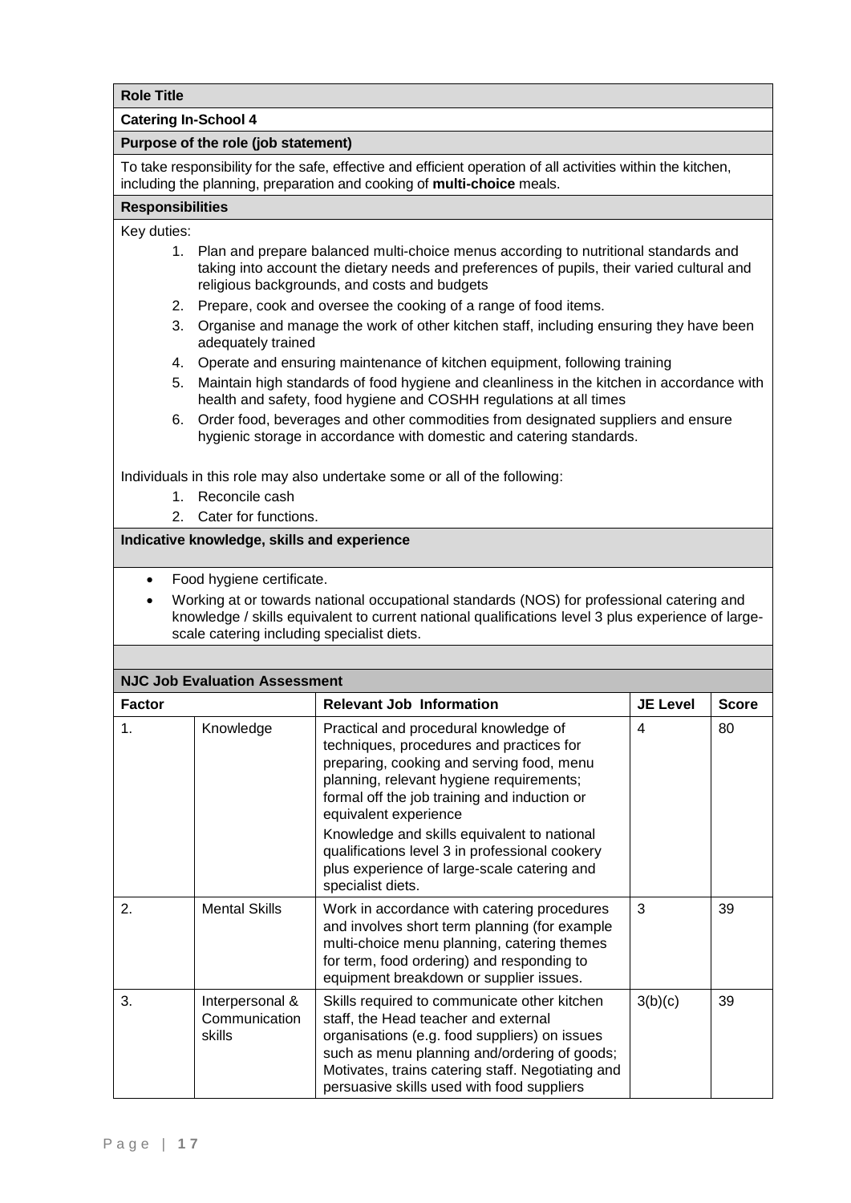**Role Title**

**Catering In-School 4**

**Purpose of the role (job statement)**

To take responsibility for the safe, effective and efficient operation of all activities within the kitchen, including the planning, preparation and cooking of **multi-choice** meals.

**Responsibilities**

Key duties:

1. Plan and prepare balanced multi-choice menus according to nutritional standards and taking into account the dietary needs and preferences of pupils, their varied cultural and religious backgrounds, and costs and budgets
2. Prepare, cook and oversee the cooking of a range of food items.
3. Organise and manage the work of other kitchen staff, including ensuring they have been adequately trained
4. Operate and ensuring maintenance of kitchen equipment, following training
5. Maintain high standards of food hygiene and cleanliness in the kitchen in accordance with health and safety, food hygiene and COSHH regulations at all times
6. Order food, beverages and other commodities from designated suppliers and ensure hygienic storage in accordance with domestic and catering standards.

Individuals in this role may also undertake some or all of the following:

1. Reconcile cash
2. Cater for functions.

**Indicative knowledge, skills and experience**

- Food hygiene certificate.
- Working at or towards national occupational standards (NOS) for professional catering and knowledge / skills equivalent to current national qualifications level 3 plus experience of large-scale catering including specialist diets.

**NJC Job Evaluation Assessment**

| Factor | | Relevant Job Information | JE Level | Score |
|---|---|---|---|---|
| 1. | Knowledge | Practical and procedural knowledge of techniques, procedures and practices for preparing, cooking and serving food, menu planning, relevant hygiene requirements; formal off the job training and induction or equivalent experience<br>Knowledge and skills equivalent to national qualifications level 3 in professional cookery plus experience of large-scale catering and specialist diets. | 4 | 80 |
| 2. | Mental Skills | Work in accordance with catering procedures and involves short term planning (for example multi-choice menu planning, catering themes for term, food ordering) and responding to equipment breakdown or supplier issues. | 3 | 39 |
| 3. | Interpersonal & Communication skills | Skills required to communicate other kitchen staff, the Head teacher and external organisations (e.g. food suppliers) on issues such as menu planning and/ordering of goods; Motivates, trains catering staff. Negotiating and persuasive skills used with food suppliers | 3(b)(c) | 39 |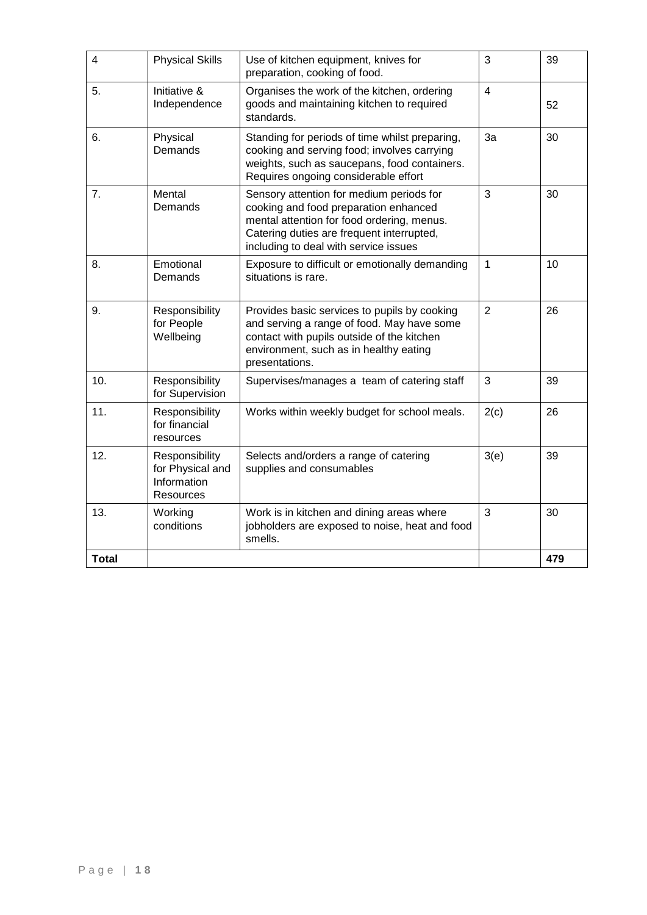| 4 | Physical Skills | Use of kitchen equipment, knives for preparation, cooking of food. | 3 | 39 |
|---|---|---|---|---|
| 5. | Initiative & Independence | Organises the work of the kitchen, ordering goods and maintaining kitchen to required standards. | 4 | 52 |
| 6. | Physical Demands | Standing for periods of time whilst preparing, cooking and serving food; involves carrying weights, such as saucepans, food containers. Requires ongoing considerable effort | 3a | 30 |
| 7. | Mental Demands | Sensory attention for medium periods for cooking and food preparation enhanced mental attention for food ordering, menus. Catering duties are frequent interrupted, including to deal with service issues | 3 | 30 |
| 8. | Emotional Demands | Exposure to difficult or emotionally demanding situations is rare. | 1 | 10 |
| 9. | Responsibility for People Wellbeing | Provides basic services to pupils by cooking and serving a range of food. May have some contact with pupils outside of the kitchen environment, such as in healthy eating presentations. | 2 | 26 |
| 10. | Responsibility for Supervision | Supervises/manages a team of catering staff | 3 | 39 |
| 11. | Responsibility for financial resources | Works within weekly budget for school meals. | 2(c) | 26 |
| 12. | Responsibility for Physical and Information Resources | Selects and/orders a range of catering supplies and consumables | 3(e) | 39 |
| 13. | Working conditions | Work is in kitchen and dining areas where jobholders are exposed to noise, heat and food smells. | 3 | 30 |
| **Total** | | | | **479** |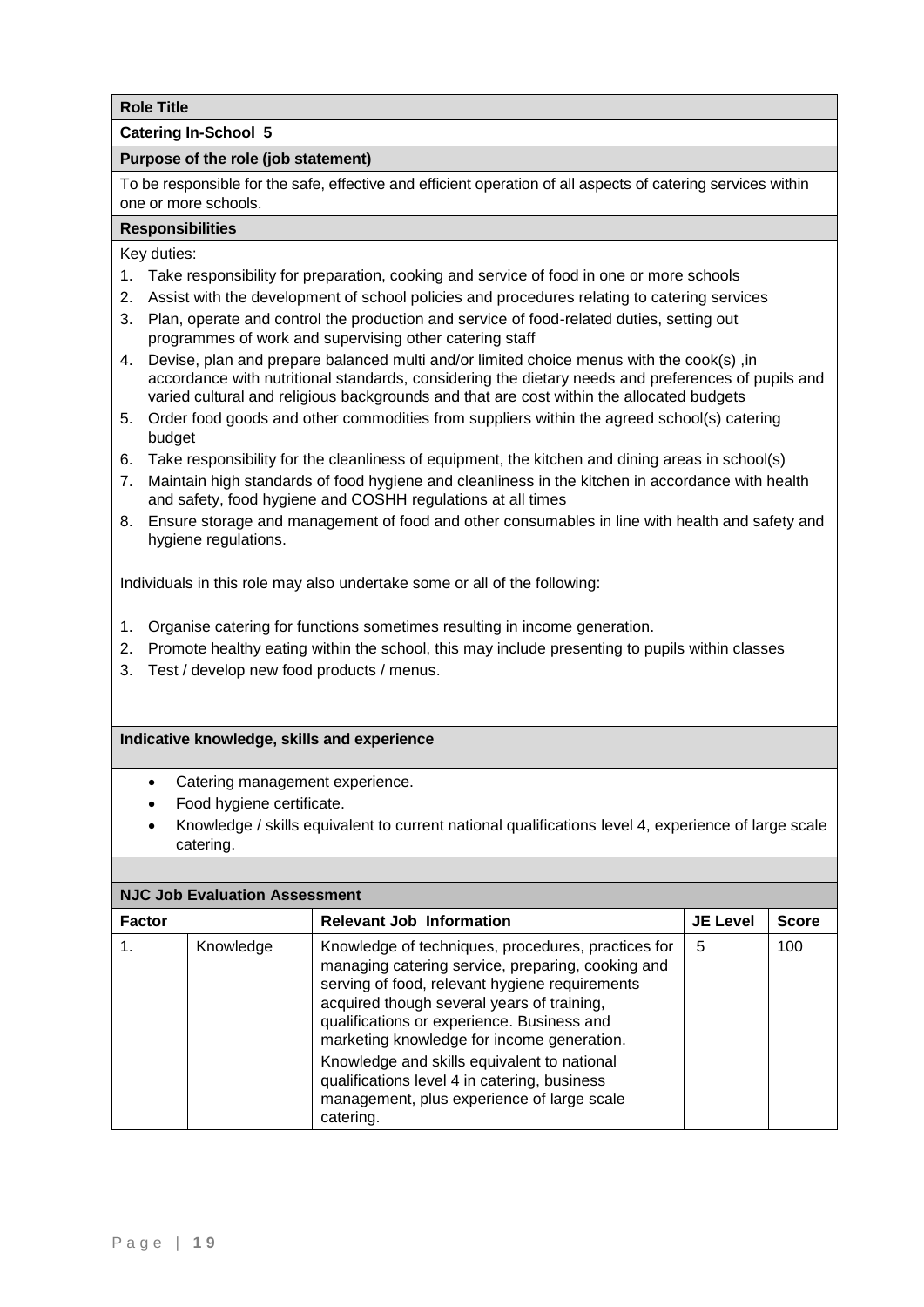**Role Title**

**Catering In-School 5**

**Purpose of the role (job statement)**

To be responsible for the safe, effective and efficient operation of all aspects of catering services within one or more schools.

**Responsibilities**

Key duties:

1. Take responsibility for preparation, cooking and service of food in one or more schools
2. Assist with the development of school policies and procedures relating to catering services
3. Plan, operate and control the production and service of food-related duties, setting out programmes of work and supervising other catering staff
4. Devise, plan and prepare balanced multi and/or limited choice menus with the cook(s) ,in accordance with nutritional standards, considering the dietary needs and preferences of pupils and varied cultural and religious backgrounds and that are cost within the allocated budgets
5. Order food goods and other commodities from suppliers within the agreed school(s) catering budget
6. Take responsibility for the cleanliness of equipment, the kitchen and dining areas in school(s)
7. Maintain high standards of food hygiene and cleanliness in the kitchen in accordance with health and safety, food hygiene and COSHH regulations at all times
8. Ensure storage and management of food and other consumables in line with health and safety and hygiene regulations.

Individuals in this role may also undertake some or all of the following:

1. Organise catering for functions sometimes resulting in income generation.
2. Promote healthy eating within the school, this may include presenting to pupils within classes
3. Test / develop new food products / menus.

**Indicative knowledge, skills and experience**

- Catering management experience.
- Food hygiene certificate.
- Knowledge / skills equivalent to current national qualifications level 4, experience of large scale catering.

**NJC Job Evaluation Assessment**

| Factor | | Relevant Job Information | JE Level | Score |
|---|---|---|---|---|
| 1. | Knowledge | Knowledge of techniques, procedures, practices for managing catering service, preparing, cooking and serving of food, relevant hygiene requirements acquired though several years of training, qualifications or experience. Business and marketing knowledge for income generation. Knowledge and skills equivalent to national qualifications level 4 in catering, business management, plus experience of large scale catering. | 5 | 100 |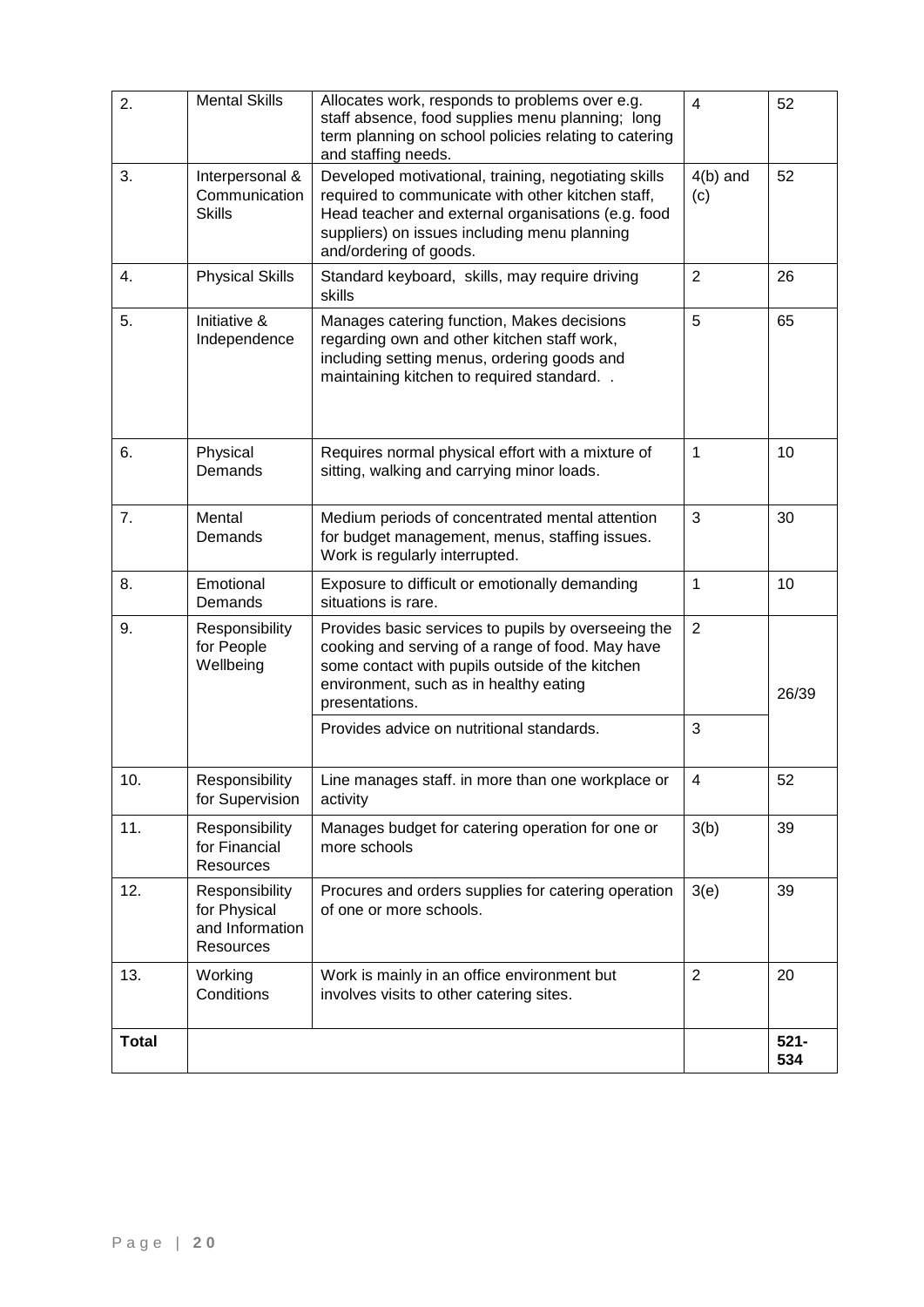| | | | | |
|---|---|---|---|---|
| 2. | Mental Skills | Allocates work, responds to problems over e.g. staff absence, food supplies menu planning; long term planning on school policies relating to catering and staffing needs. | 4 | 52 |
| 3. | Interpersonal & Communication Skills | Developed motivational, training, negotiating skills required to communicate with other kitchen staff, Head teacher and external organisations (e.g. food suppliers) on issues including menu planning and/ordering of goods. | 4(b) and (c) | 52 |
| 4. | Physical Skills | Standard keyboard, skills, may require driving skills | 2 | 26 |
| 5. | Initiative & Independence | Manages catering function, Makes decisions regarding own and other kitchen staff work, including setting menus, ordering goods and maintaining kitchen to required standard. . | 5 | 65 |
| 6. | Physical Demands | Requires normal physical effort with a mixture of sitting, walking and carrying minor loads. | 1 | 10 |
| 7. | Mental Demands | Medium periods of concentrated mental attention for budget management, menus, staffing issues. Work is regularly interrupted. | 3 | 30 |
| 8. | Emotional Demands | Exposure to difficult or emotionally demanding situations is rare. | 1 | 10 |
| 9. | Responsibility for People Wellbeing | Provides basic services to pupils by overseeing the cooking and serving of a range of food. May have some contact with pupils outside of the kitchen environment, such as in healthy eating presentations. | 2 | 26/39 |
| | | Provides advice on nutritional standards. | 3 | |
| 10. | Responsibility for Supervision | Line manages staff. in more than one workplace or activity | 4 | 52 |
| 11. | Responsibility for Financial Resources | Manages budget for catering operation for one or more schools | 3(b) | 39 |
| 12. | Responsibility for Physical and Information Resources | Procures and orders supplies for catering operation of one or more schools. | 3(e) | 39 |
| 13. | Working Conditions | Work is mainly in an office environment but involves visits to other catering sites. | 2 | 20 |
| **Total** | | | | **521-534** |